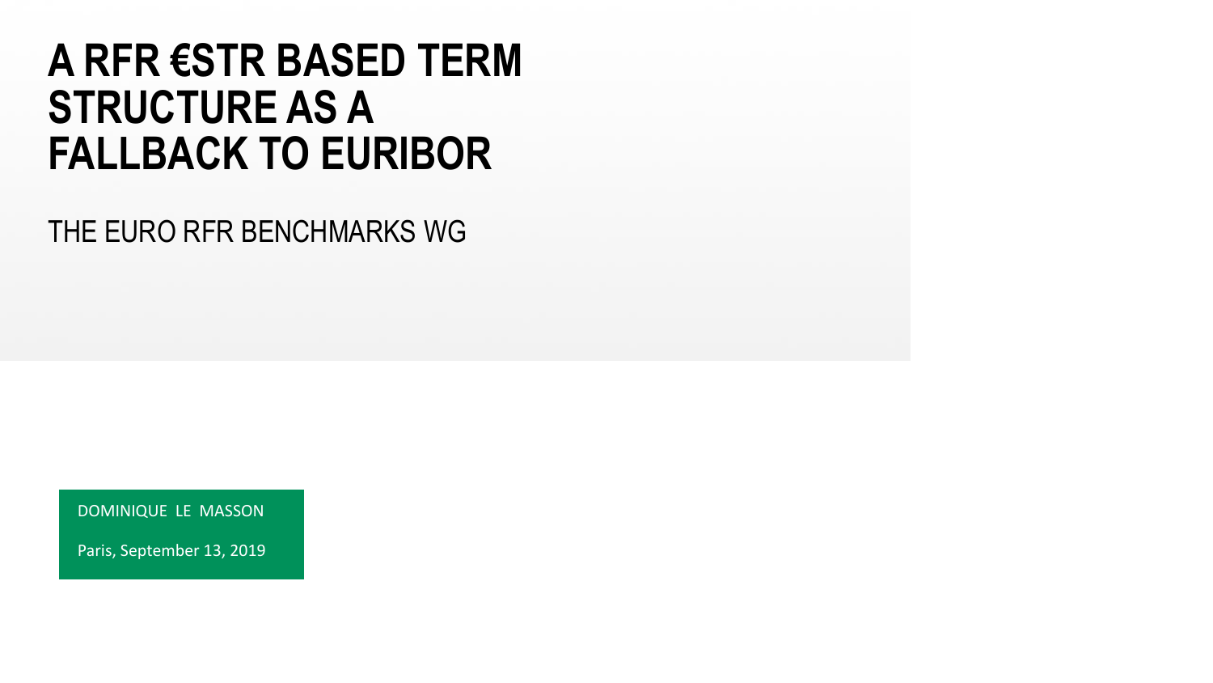# A RFR €STR BASED TERM STRUCTURE AS A FALLBACK TO EURIBOR

THE EURO RFR BENCHMARKS WG

DOMINIQUE LE MASSON

Paris, September 13, 2019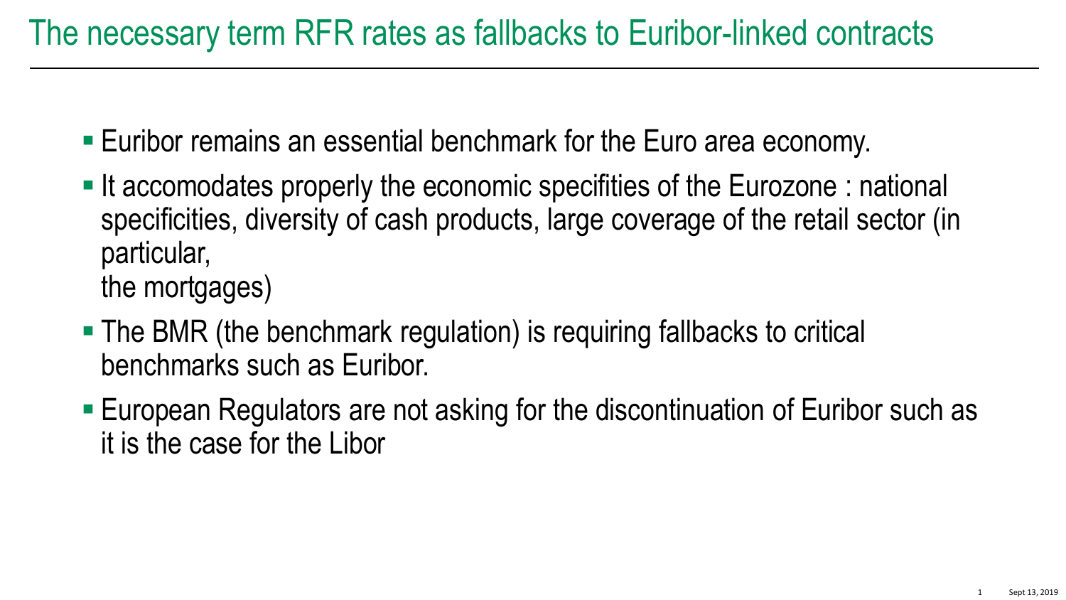# The necessary term RFR rates as fallbacks to Euribor-linked contracts

- Euribor remains an essential benchmark for the Euro area economy.
- It accomodates properly the economic specifities of the Eurozone : national specificities, diversity of cash products, large coverage of the retail sector (in particular, the mortgages)
- The BMR (the benchmark regulation) is requiring fallbacks to critical benchmarks such as Euribor.
- European Regulators are not asking for the discontinuation of Euribor such as it is the case for the Libor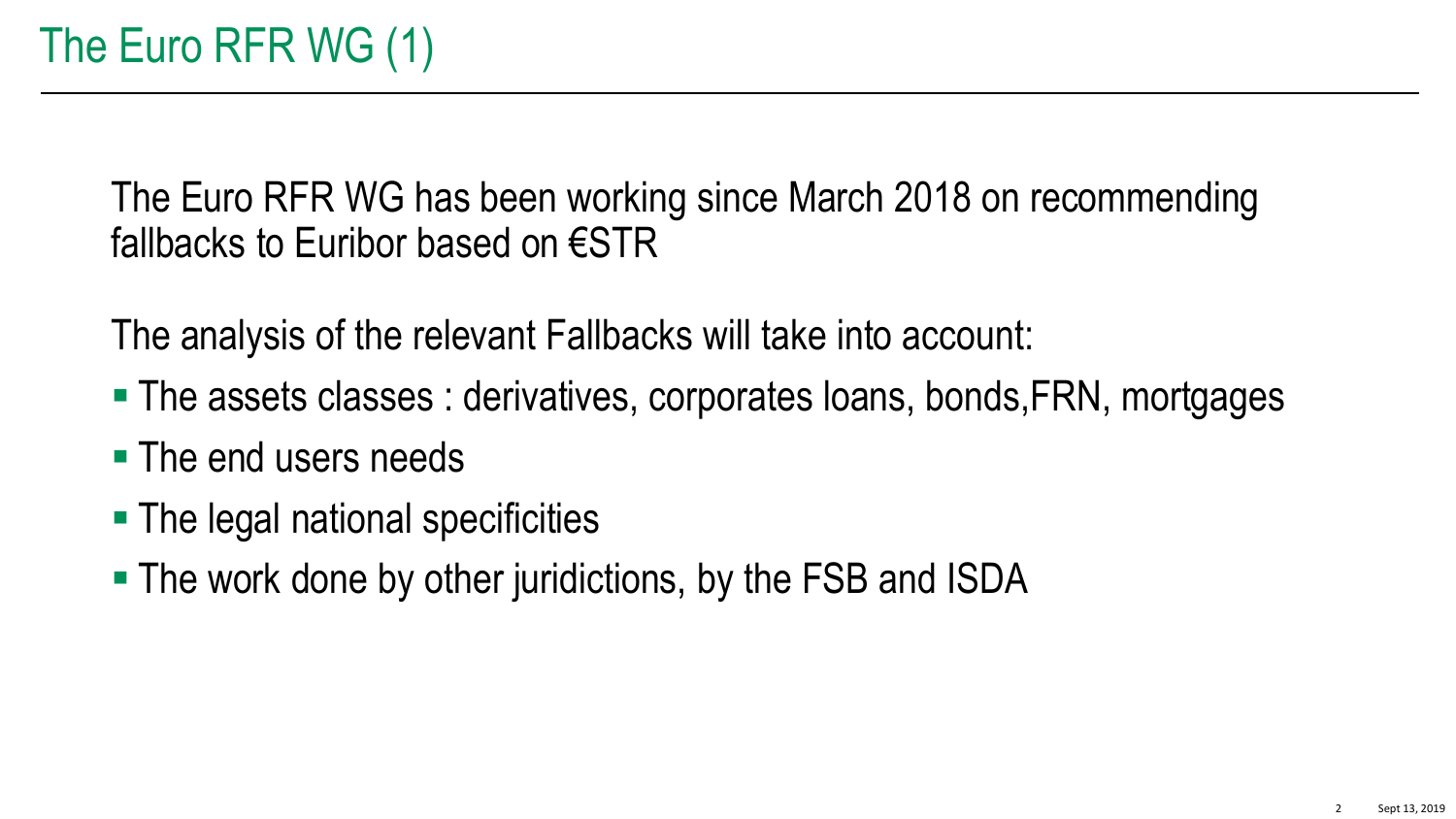# The Euro RFR WG (1)

The Euro RFR WG has been working since March 2018 on recommending fallbacks to Euribor based on €STR

The analysis of the relevant Fallbacks will take into account:

- The assets classes : derivatives, corporates loans, bonds,FRN, mortgages
- The end users needs
- The legal national specificities
- The work done by other juridictions, by the FSB and ISDA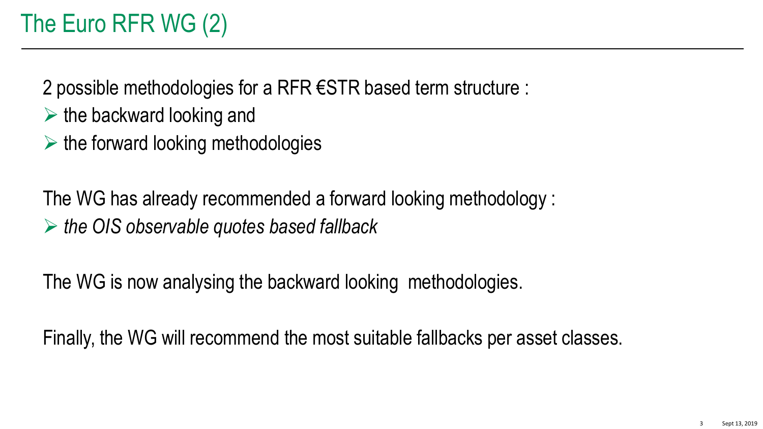# The Euro RFR WG (2)

2 possible methodologies for a RFR €STR based term structure :

- the backward looking and
- the forward looking methodologies

The WG has already recommended a forward looking methodology :

- *the OIS observable quotes based fallback*

The WG is now analysing the backward looking methodologies.

Finally, the WG will recommend the most suitable fallbacks per asset classes.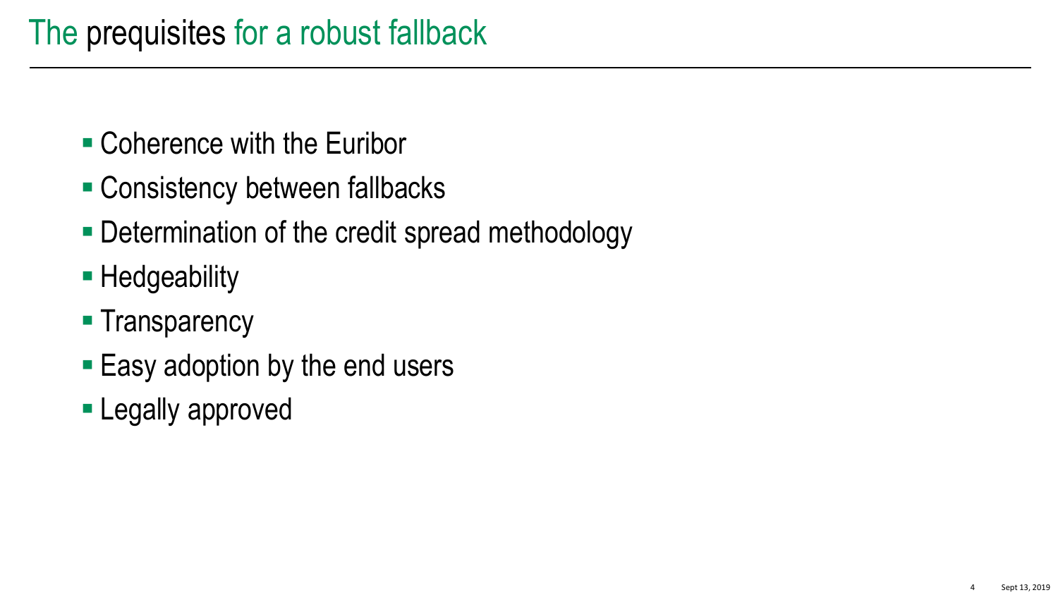# The prequisites for a robust fallback

- Coherence with the Euribor
- Consistency between fallbacks
- Determination of the credit spread methodology
- Hedgeability
- Transparency
- Easy adoption by the end users
- Legally approved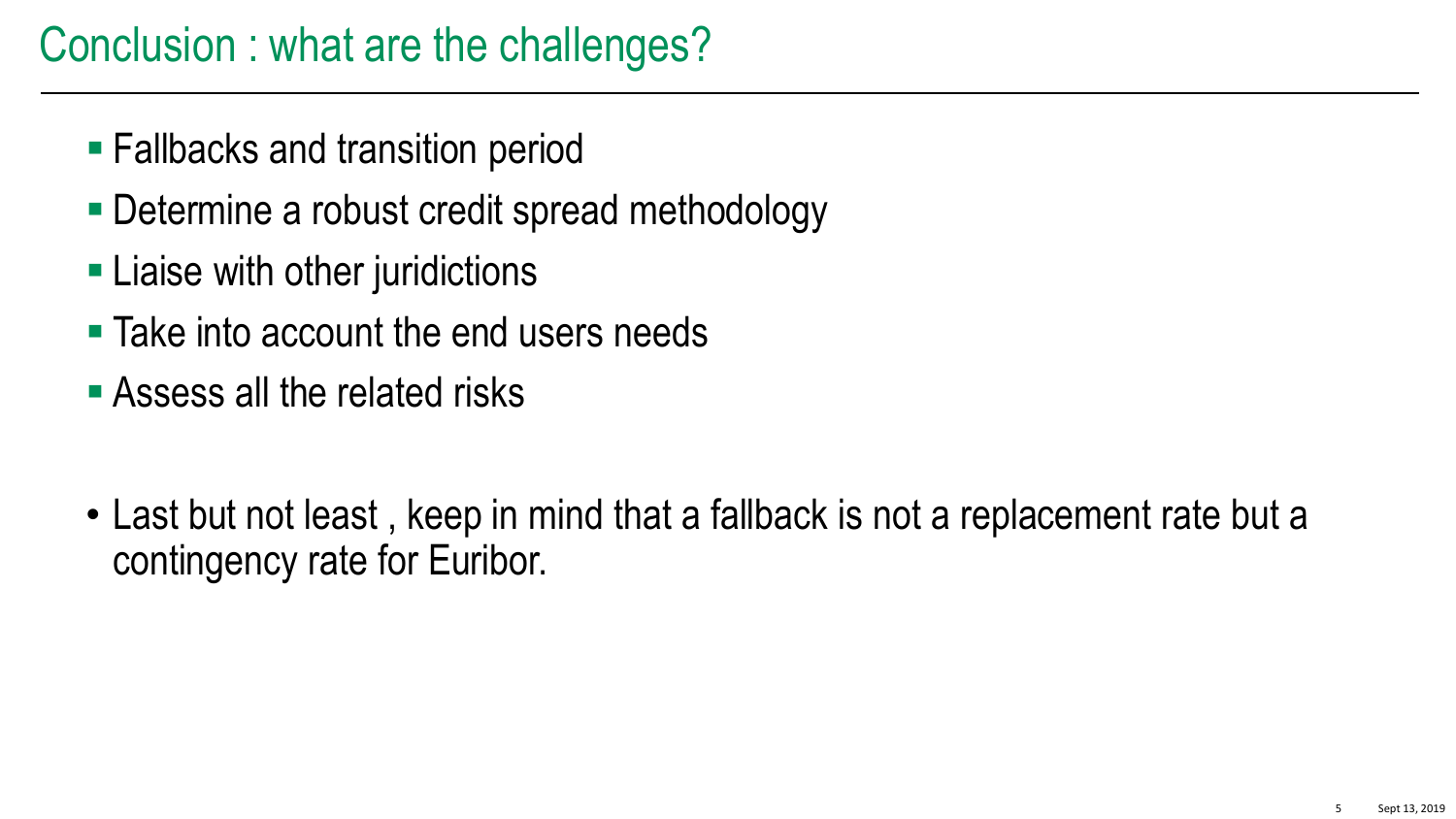# Conclusion : what are the challenges?

- Fallbacks and transition period
- Determine a robust credit spread methodology
- Liaise with other juridictions
- Take into account the end users needs
- Assess all the related risks

- Last but not least , keep in mind that a fallback is not a replacement rate but a contingency rate for Euribor.